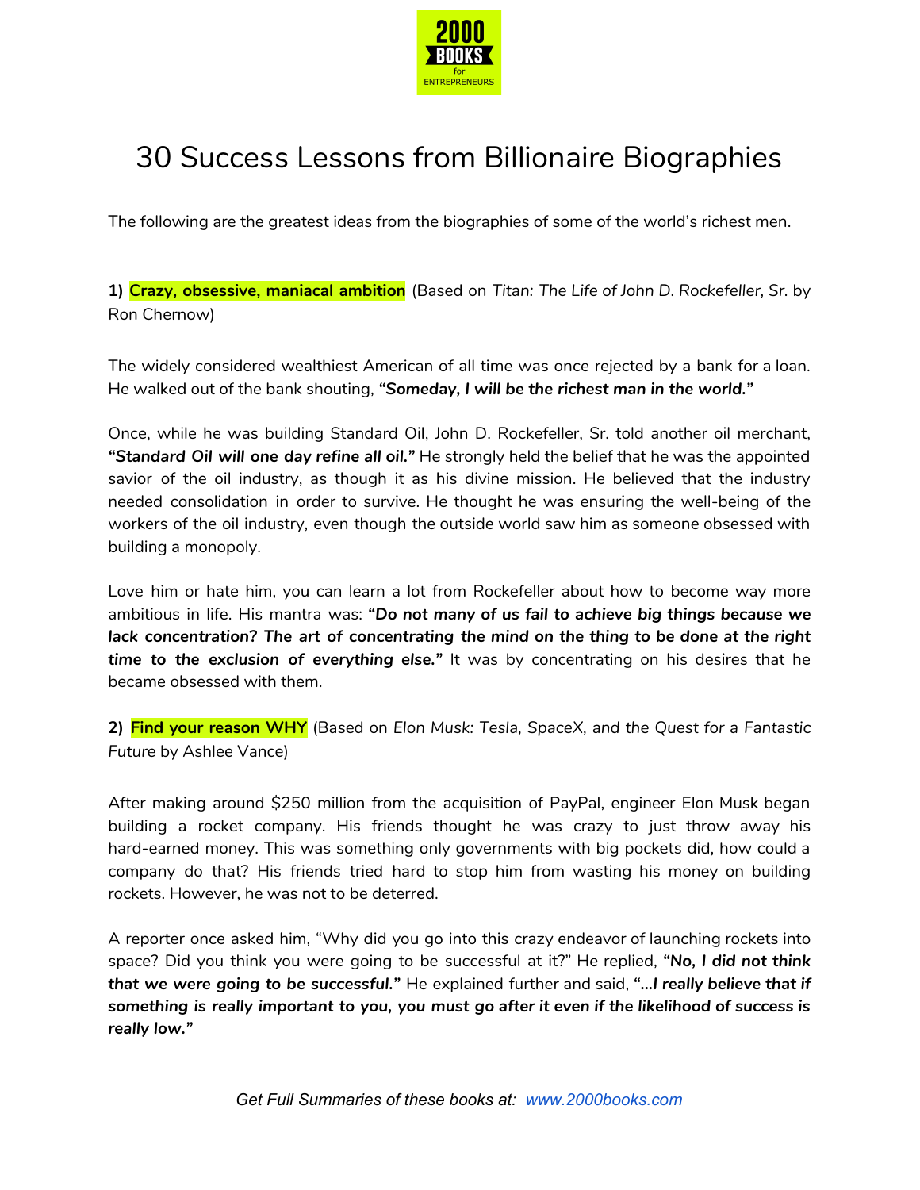2000 BOOKS for ENTREPRENEURS

# 30 Success Lessons from Billionaire Biographies

The following are the greatest ideas from the biographies of some of the world's richest men.

**1) Crazy, obsessive, maniacal ambition** (Based on *Titan: The Life of John D. Rockefeller, Sr.* by Ron Chernow)

The widely considered wealthiest American of all time was once rejected by a bank for a loan. He walked out of the bank shouting, ***"Someday, I will be the richest man in the world."***

Once, while he was building Standard Oil, John D. Rockefeller, Sr. told another oil merchant, ***"Standard Oil will one day refine all oil."*** He strongly held the belief that he was the appointed savior of the oil industry, as though it as his divine mission. He believed that the industry needed consolidation in order to survive. He thought he was ensuring the well-being of the workers of the oil industry, even though the outside world saw him as someone obsessed with building a monopoly.

Love him or hate him, you can learn a lot from Rockefeller about how to become way more ambitious in life. His mantra was: ***"Do not many of us fail to achieve big things because we lack concentration? The art of concentrating the mind on the thing to be done at the right time to the exclusion of everything else."*** It was by concentrating on his desires that he became obsessed with them.

**2) Find your reason WHY** (Based on *Elon Musk: Tesla, SpaceX, and the Quest for a Fantastic Future* by Ashlee Vance)

After making around $250 million from the acquisition of PayPal, engineer Elon Musk began building a rocket company. His friends thought he was crazy to just throw away his hard-earned money. This was something only governments with big pockets did, how could a company do that? His friends tried hard to stop him from wasting his money on building rockets. However, he was not to be deterred.

A reporter once asked him, "Why did you go into this crazy endeavor of launching rockets into space? Did you think you were going to be successful at it?" He replied, **"No, I did not think that we were going to be successful."** He explained further and said, ***"...I really believe that if something is really important to you, you must go after it even if the likelihood of success is really low."***

*Get Full Summaries of these books at: [www.2000books.com](http://www.2000books.com)*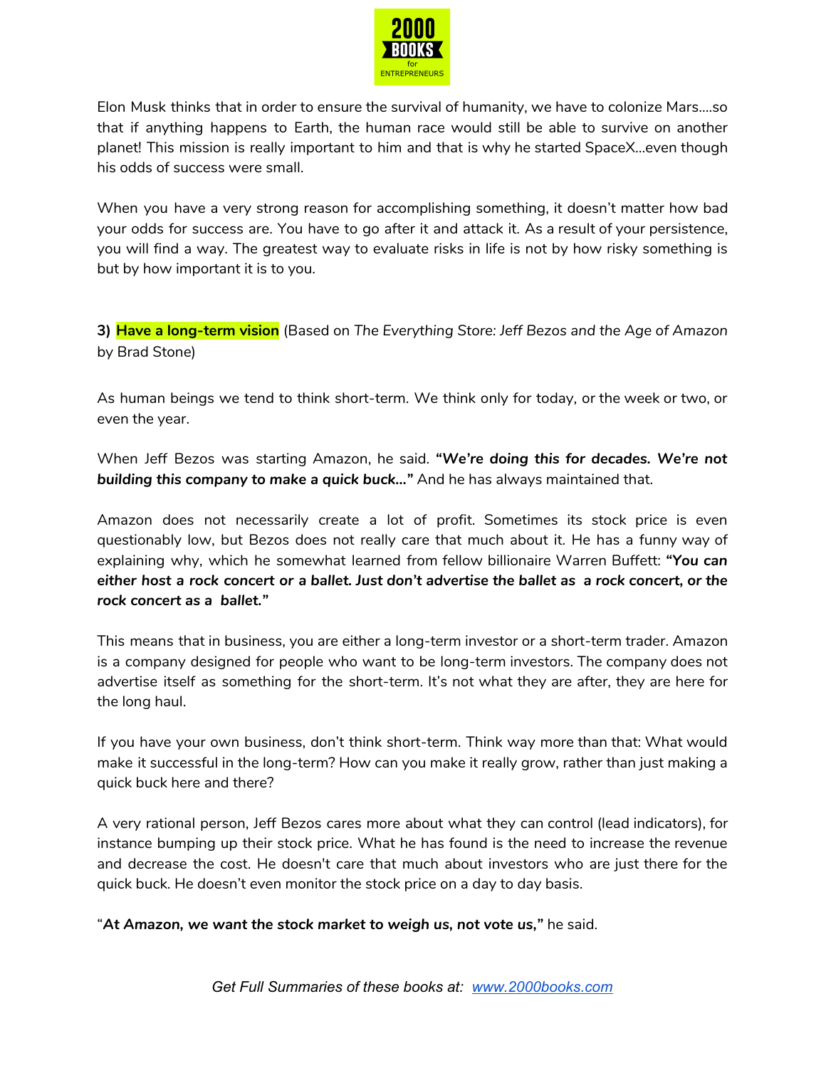Elon Musk thinks that in order to ensure the survival of humanity, we have to colonize Mars....so that if anything happens to Earth, the human race would still be able to survive on another planet! This mission is really important to him and that is why he started SpaceX...even though his odds of success were small.

When you have a very strong reason for accomplishing something, it doesn't matter how bad your odds for success are. You have to go after it and attack it. As a result of your persistence, you will find a way. The greatest way to evaluate risks in life is not by how risky something is but by how important it is to you.

**3) Have a long-term vision** (Based on *The Everything Store: Jeff Bezos and the Age of Amazon* by Brad Stone)

As human beings we tend to think short-term. We think only for today, or the week or two, or even the year.

When Jeff Bezos was starting Amazon, he said. ***"We're doing this for decades. We're not building this company to make a quick buck..."*** And he has always maintained that.

Amazon does not necessarily create a lot of profit. Sometimes its stock price is even questionably low, but Bezos does not really care that much about it. He has a funny way of explaining why, which he somewhat learned from fellow billionaire Warren Buffett: ***"You can either host a rock concert or a ballet. Just don't advertise the ballet as a rock concert, or the rock concert as a ballet."***

This means that in business, you are either a long-term investor or a short-term trader. Amazon is a company designed for people who want to be long-term investors. The company does not advertise itself as something for the short-term. It's not what they are after, they are here for the long haul.

If you have your own business, don't think short-term. Think way more than that: What would make it successful in the long-term? How can you make it really grow, rather than just making a quick buck here and there?

A very rational person, Jeff Bezos cares more about what they can control (lead indicators), for instance bumping up their stock price. What he has found is the need to increase the revenue and decrease the cost. He doesn't care that much about investors who are just there for the quick buck. He doesn't even monitor the stock price on a day to day basis.

"***At Amazon, we want the stock market to weigh us, not vote us,"*** he said.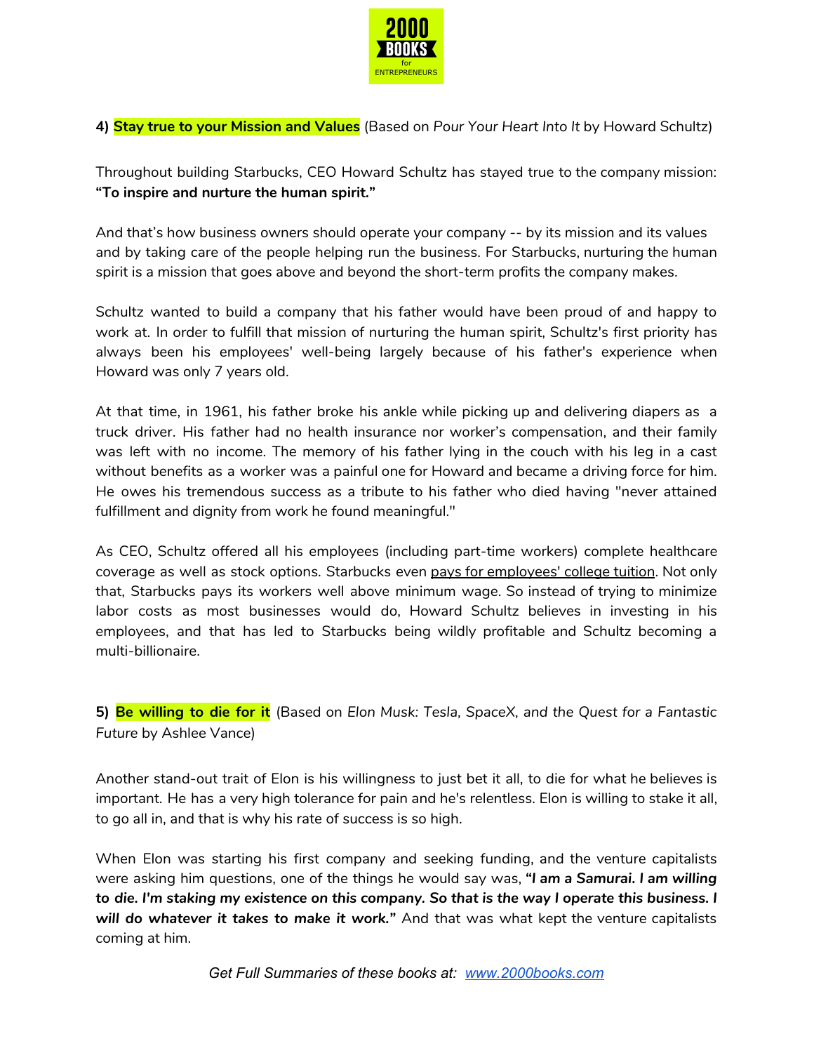**4) Stay true to your Mission and Values** (Based on *Pour Your Heart Into It* by Howard Schultz)

Throughout building Starbucks, CEO Howard Schultz has stayed true to the company mission: **"To inspire and nurture the human spirit."**

And that's how business owners should operate your company -- by its mission and its values and by taking care of the people helping run the business. For Starbucks, nurturing the human spirit is a mission that goes above and beyond the short-term profits the company makes.

Schultz wanted to build a company that his father would have been proud of and happy to work at. In order to fulfill that mission of nurturing the human spirit, Schultz's first priority has always been his employees' well-being largely because of his father's experience when Howard was only 7 years old.

At that time, in 1961, his father broke his ankle while picking up and delivering diapers as a truck driver. His father had no health insurance nor worker's compensation, and their family was left with no income. The memory of his father lying in the couch with his leg in a cast without benefits as a worker was a painful one for Howard and became a driving force for him. He owes his tremendous success as a tribute to his father who died having "never attained fulfillment and dignity from work he found meaningful."

As CEO, Schultz offered all his employees (including part-time workers) complete healthcare coverage as well as stock options. Starbucks even pays for employees' college tuition. Not only that, Starbucks pays its workers well above minimum wage. So instead of trying to minimize labor costs as most businesses would do, Howard Schultz believes in investing in his employees, and that has led to Starbucks being wildly profitable and Schultz becoming a multi-billionaire.

**5) Be willing to die for it** (Based on *Elon Musk: Tesla, SpaceX, and the Quest for a Fantastic Future* by Ashlee Vance)

Another stand-out trait of Elon is his willingness to just bet it all, to die for what he believes is important. He has a very high tolerance for pain and he's relentless. Elon is willing to stake it all, to go all in, and that is why his rate of success is so high.

When Elon was starting his first company and seeking funding, and the venture capitalists were asking him questions, one of the things he would say was, ***"I am a Samurai. I am willing to die. I'm staking my existence on this company. So that is the way I operate this business. I will do whatever it takes to make it work."*** And that was what kept the venture capitalists coming at him.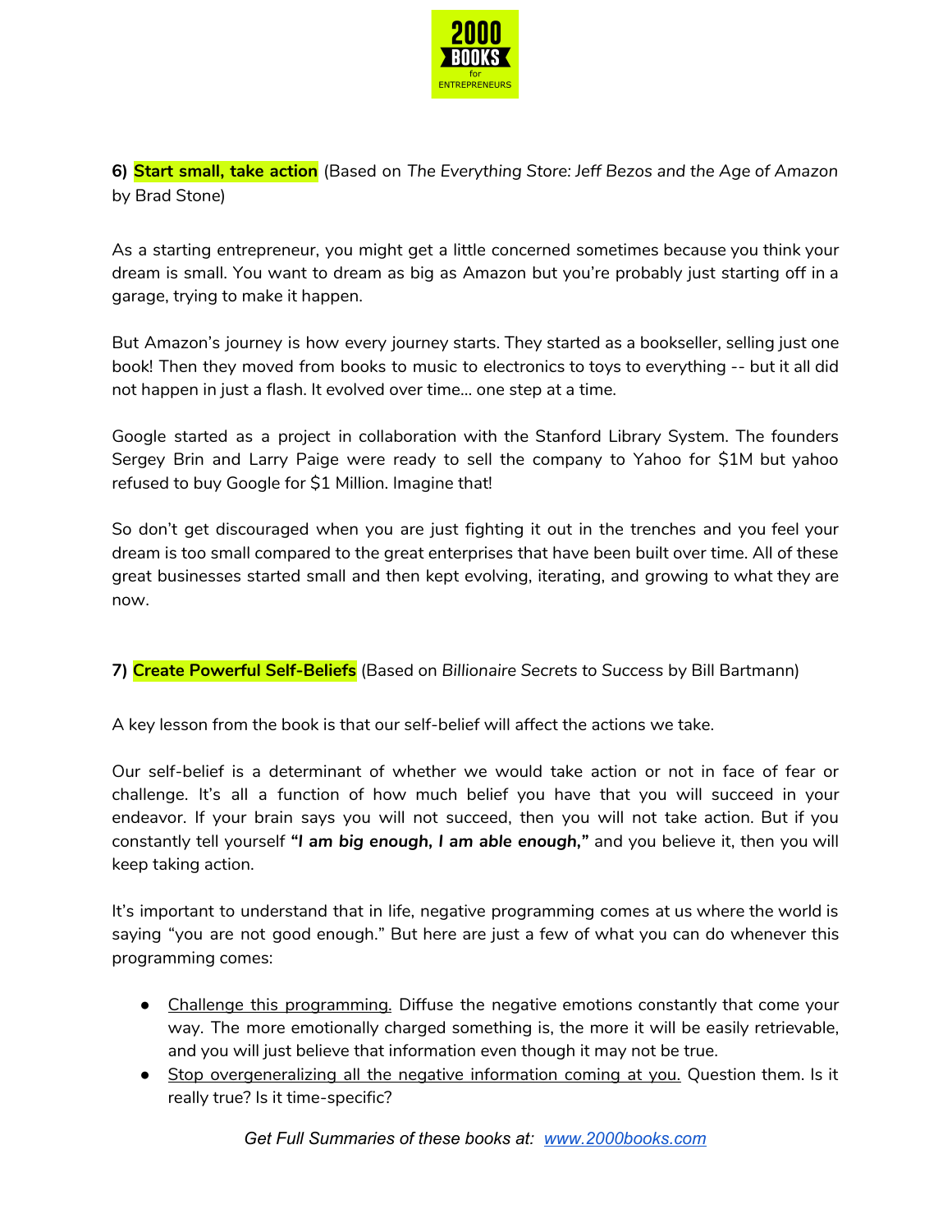**6) Start small, take action** (Based on *The Everything Store: Jeff Bezos and the Age of Amazon* by Brad Stone)

As a starting entrepreneur, you might get a little concerned sometimes because you think your dream is small. You want to dream as big as Amazon but you're probably just starting off in a garage, trying to make it happen.

But Amazon's journey is how every journey starts. They started as a bookseller, selling just one book! Then they moved from books to music to electronics to toys to everything -- but it all did not happen in just a flash. It evolved over time... one step at a time.

Google started as a project in collaboration with the Stanford Library System. The founders Sergey Brin and Larry Paige were ready to sell the company to Yahoo for $1M but yahoo refused to buy Google for $1 Million. Imagine that!

So don't get discouraged when you are just fighting it out in the trenches and you feel your dream is too small compared to the great enterprises that have been built over time. All of these great businesses started small and then kept evolving, iterating, and growing to what they are now.

**7) Create Powerful Self-Beliefs** (Based on *Billionaire Secrets to Success* by Bill Bartmann)

A key lesson from the book is that our self-belief will affect the actions we take.

Our self-belief is a determinant of whether we would take action or not in face of fear or challenge. It's all a function of how much belief you have that you will succeed in your endeavor. If your brain says you will not succeed, then you will not take action. But if you constantly tell yourself ***"I am big enough, I am able enough,"*** and you believe it, then you will keep taking action.

It's important to understand that in life, negative programming comes at us where the world is saying "you are not good enough." But here are just a few of what you can do whenever this programming comes:

- <u>Challenge this programming.</u> Diffuse the negative emotions constantly that come your way. The more emotionally charged something is, the more it will be easily retrievable, and you will just believe that information even though it may not be true.
- <u>Stop overgeneralizing all the negative information coming at you.</u> Question them. Is it really true? Is it time-specific?

*Get Full Summaries of these books at: [www.2000books.com](http://www.2000books.com)*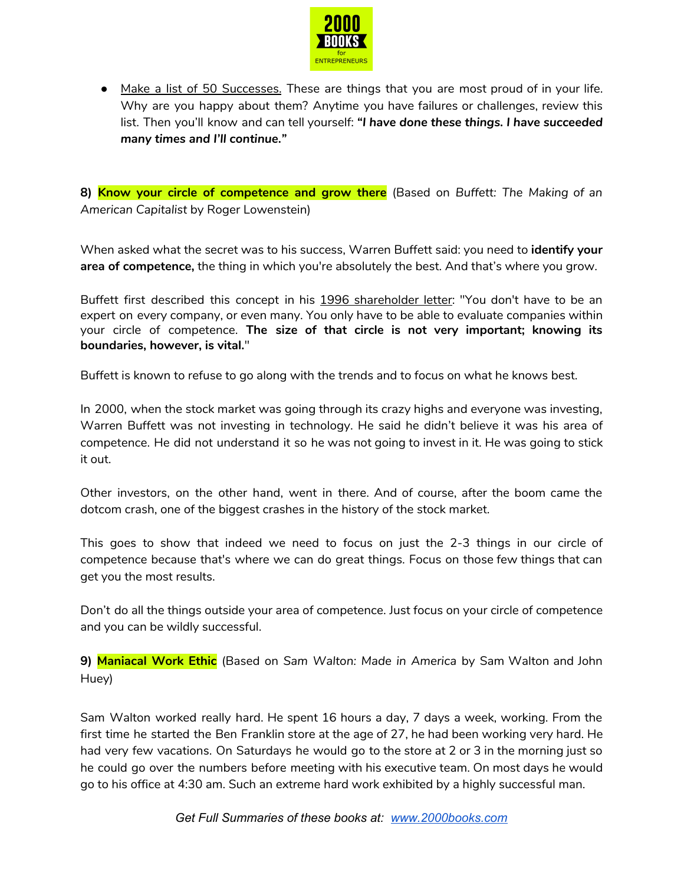- Make a list of 50 Successes. These are things that you are most proud of in your life. Why are you happy about them? Anytime you have failures or challenges, review this list. Then you'll know and can tell yourself: ***"I have done these things. I have succeeded many times and I'll continue."***

**8) Know your circle of competence and grow there** (Based on *Buffett: The Making of an American Capitalist* by Roger Lowenstein)

When asked what the secret was to his success, Warren Buffett said: you need to **identify your area of competence,** the thing in which you're absolutely the best. And that's where you grow.

Buffett first described this concept in his 1996 shareholder letter: "You don't have to be an expert on every company, or even many. You only have to be able to evaluate companies within your circle of competence. **The size of that circle is not very important; knowing its boundaries, however, is vital.**"

Buffett is known to refuse to go along with the trends and to focus on what he knows best.

In 2000, when the stock market was going through its crazy highs and everyone was investing, Warren Buffett was not investing in technology. He said he didn't believe it was his area of competence. He did not understand it so he was not going to invest in it. He was going to stick it out.

Other investors, on the other hand, went in there. And of course, after the boom came the dotcom crash, one of the biggest crashes in the history of the stock market.

This goes to show that indeed we need to focus on just the 2-3 things in our circle of competence because that's where we can do great things. Focus on those few things that can get you the most results.

Don't do all the things outside your area of competence. Just focus on your circle of competence and you can be wildly successful.

**9) Maniacal Work Ethic** (Based on *Sam Walton: Made in America* by Sam Walton and John Huey)

Sam Walton worked really hard. He spent 16 hours a day, 7 days a week, working. From the first time he started the Ben Franklin store at the age of 27, he had been working very hard. He had very few vacations. On Saturdays he would go to the store at 2 or 3 in the morning just so he could go over the numbers before meeting with his executive team. On most days he would go to his office at 4:30 am. Such an extreme hard work exhibited by a highly successful man.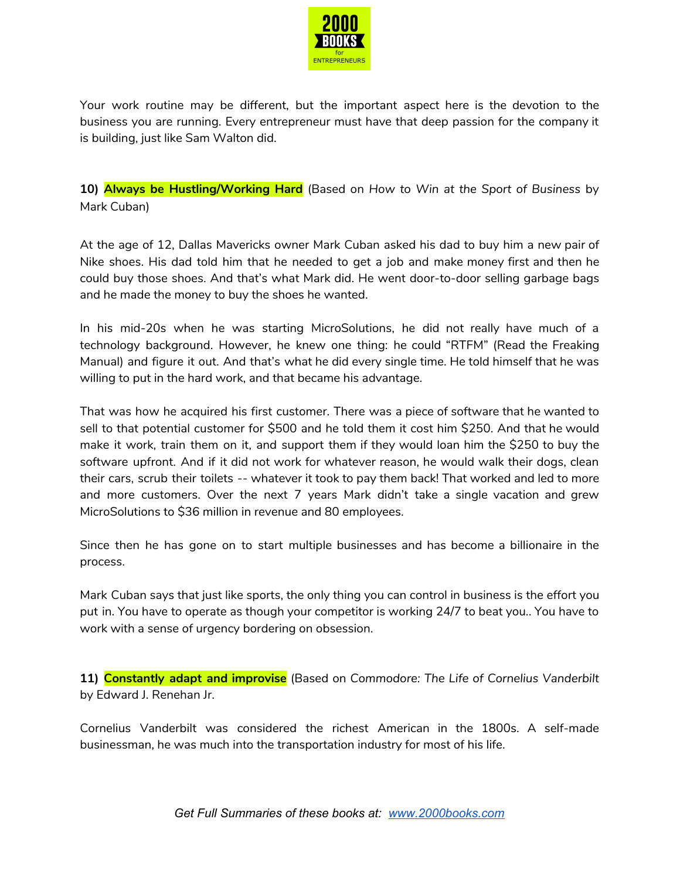Your work routine may be different, but the important aspect here is the devotion to the business you are running. Every entrepreneur must have that deep passion for the company it is building, just like Sam Walton did.

**10) Always be Hustling/Working Hard** (Based on *How to Win at the Sport of Business* by Mark Cuban)

At the age of 12, Dallas Mavericks owner Mark Cuban asked his dad to buy him a new pair of Nike shoes. His dad told him that he needed to get a job and make money first and then he could buy those shoes. And that's what Mark did. He went door-to-door selling garbage bags and he made the money to buy the shoes he wanted.

In his mid-20s when he was starting MicroSolutions, he did not really have much of a technology background. However, he knew one thing: he could "RTFM" (Read the Freaking Manual) and figure it out. And that's what he did every single time. He told himself that he was willing to put in the hard work, and that became his advantage.

That was how he acquired his first customer. There was a piece of software that he wanted to sell to that potential customer for $500 and he told them it cost him $250. And that he would make it work, train them on it, and support them if they would loan him the $250 to buy the software upfront. And if it did not work for whatever reason, he would walk their dogs, clean their cars, scrub their toilets -- whatever it took to pay them back! That worked and led to more and more customers. Over the next 7 years Mark didn't take a single vacation and grew MicroSolutions to $36 million in revenue and 80 employees.

Since then he has gone on to start multiple businesses and has become a billionaire in the process.

Mark Cuban says that just like sports, the only thing you can control in business is the effort you put in. You have to operate as though your competitor is working 24/7 to beat you.. You have to work with a sense of urgency bordering on obsession.

**11) Constantly adapt and improvise** (Based on *Commodore: The Life of Cornelius Vanderbilt* by Edward J. Renehan Jr.

Cornelius Vanderbilt was considered the richest American in the 1800s. A self-made businessman, he was much into the transportation industry for most of his life.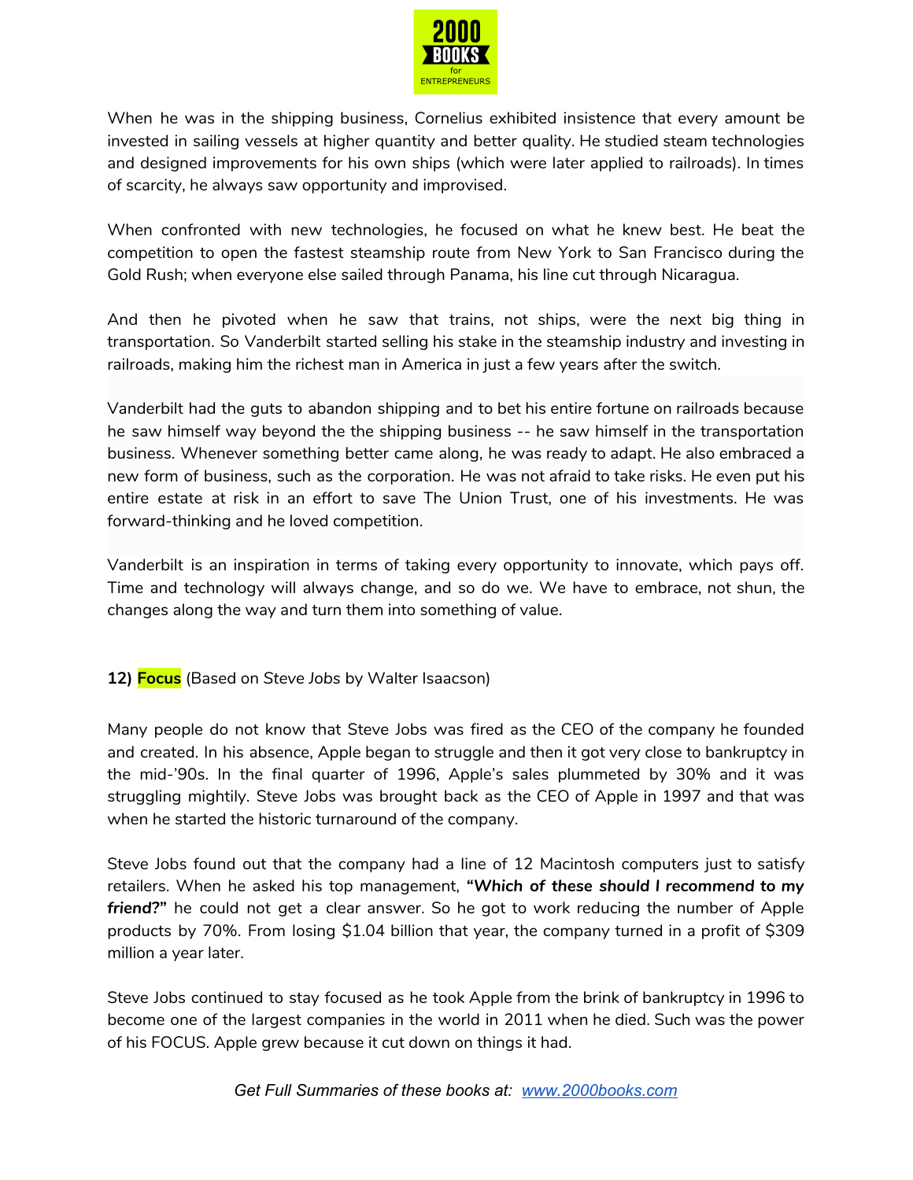When he was in the shipping business, Cornelius exhibited insistence that every amount be invested in sailing vessels at higher quantity and better quality. He studied steam technologies and designed improvements for his own ships (which were later applied to railroads). In times of scarcity, he always saw opportunity and improvised.

When confronted with new technologies, he focused on what he knew best. He beat the competition to open the fastest steamship route from New York to San Francisco during the Gold Rush; when everyone else sailed through Panama, his line cut through Nicaragua.

And then he pivoted when he saw that trains, not ships, were the next big thing in transportation. So Vanderbilt started selling his stake in the steamship industry and investing in railroads, making him the richest man in America in just a few years after the switch.

Vanderbilt had the guts to abandon shipping and to bet his entire fortune on railroads because he saw himself way beyond the the shipping business -- he saw himself in the transportation business. Whenever something better came along, he was ready to adapt. He also embraced a new form of business, such as the corporation. He was not afraid to take risks. He even put his entire estate at risk in an effort to save The Union Trust, one of his investments. He was forward-thinking and he loved competition.

Vanderbilt is an inspiration in terms of taking every opportunity to innovate, which pays off. Time and technology will always change, and so do we. We have to embrace, not shun, the changes along the way and turn them into something of value.

**12) Focus** (Based on *Steve Jobs* by Walter Isaacson)

Many people do not know that Steve Jobs was fired as the CEO of the company he founded and created. In his absence, Apple began to struggle and then it got very close to bankruptcy in the mid-'90s. In the final quarter of 1996, Apple's sales plummeted by 30% and it was struggling mightily. Steve Jobs was brought back as the CEO of Apple in 1997 and that was when he started the historic turnaround of the company.

Steve Jobs found out that the company had a line of 12 Macintosh computers just to satisfy retailers. When he asked his top management, ***"Which of these should I recommend to my friend?"*** he could not get a clear answer. So he got to work reducing the number of Apple products by 70%. From losing $1.04 billion that year, the company turned in a profit of $309 million a year later.

Steve Jobs continued to stay focused as he took Apple from the brink of bankruptcy in 1996 to become one of the largest companies in the world in 2011 when he died. Such was the power of his FOCUS. Apple grew because it cut down on things it had.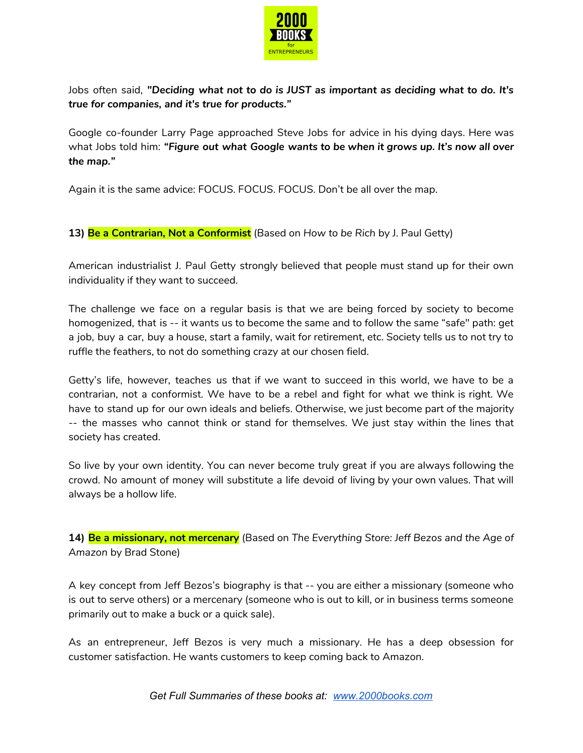Jobs often said, ***"Deciding what not to do is JUST as important as deciding what to do. It's true for companies, and it's true for products."***

Google co-founder Larry Page approached Steve Jobs for advice in his dying days. Here was what Jobs told him: ***"Figure out what Google wants to be when it grows up. It's now all over the map."***

Again it is the same advice: FOCUS. FOCUS. FOCUS. Don't be all over the map.

**13) Be a Contrarian, Not a Conformist** (Based on *How to be Rich* by J. Paul Getty)

American industrialist J. Paul Getty strongly believed that people must stand up for their own individuality if they want to succeed.

The challenge we face on a regular basis is that we are being forced by society to become homogenized, that is -- it wants us to become the same and to follow the same "safe" path: get a job, buy a car, buy a house, start a family, wait for retirement, etc. Society tells us to not try to ruffle the feathers, to not do something crazy at our chosen field.

Getty's life, however, teaches us that if we want to succeed in this world, we have to be a contrarian, not a conformist. We have to be a rebel and fight for what we think is right. We have to stand up for our own ideals and beliefs. Otherwise, we just become part of the majority -- the masses who cannot think or stand for themselves. We just stay within the lines that society has created.

So live by your own identity. You can never become truly great if you are always following the crowd. No amount of money will substitute a life devoid of living by your own values. That will always be a hollow life.

**14) Be a missionary, not mercenary** (Based on *The Everything Store: Jeff Bezos and the Age of Amazon* by Brad Stone)

A key concept from Jeff Bezos's biography is that -- you are either a missionary (someone who is out to serve others) or a mercenary (someone who is out to kill, or in business terms someone primarily out to make a buck or a quick sale).

As an entrepreneur, Jeff Bezos is very much a missionary. He has a deep obsession for customer satisfaction. He wants customers to keep coming back to Amazon.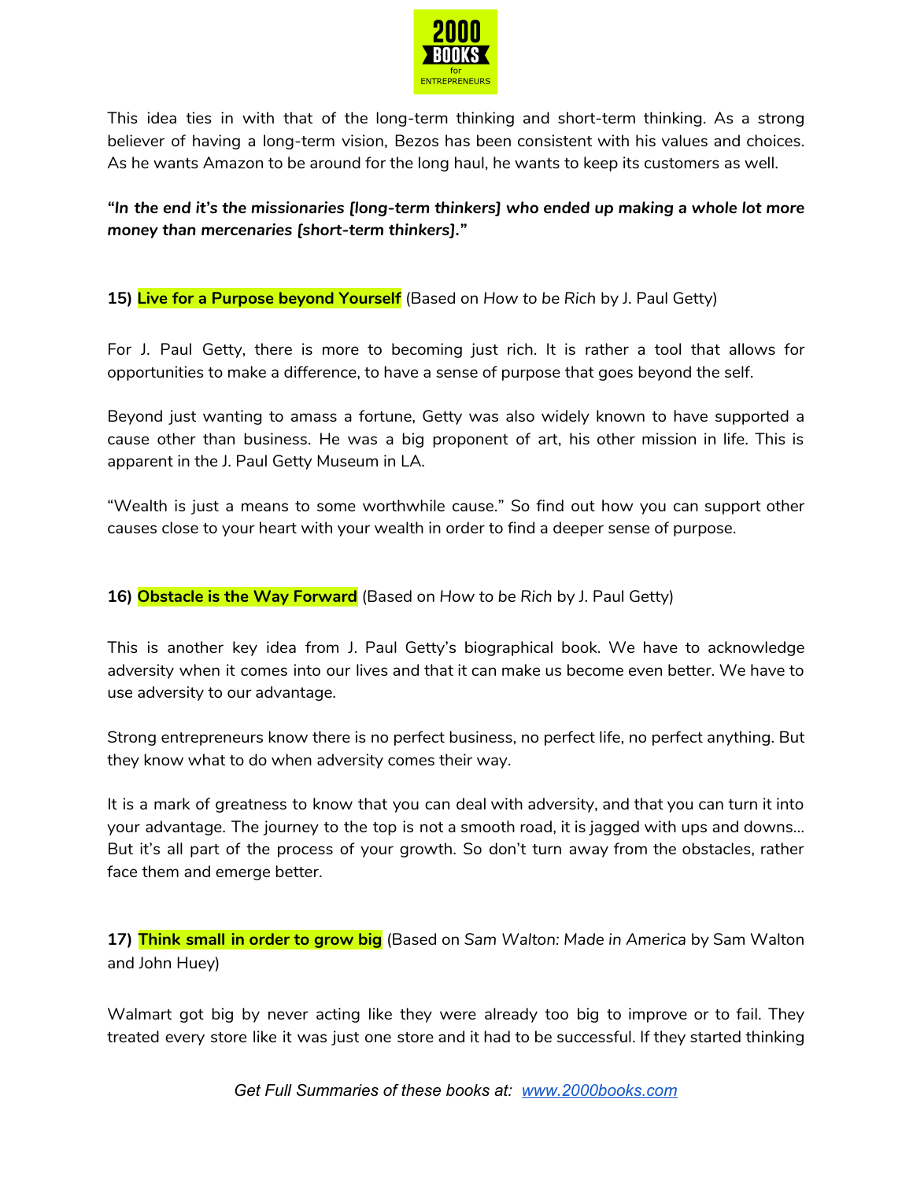This idea ties in with that of the long-term thinking and short-term thinking. As a strong believer of having a long-term vision, Bezos has been consistent with his values and choices. As he wants Amazon to be around for the long haul, he wants to keep its customers as well.

***"In the end it's the missionaries [long-term thinkers] who ended up making a whole lot more money than mercenaries [short-term thinkers]."***

**15) Live for a Purpose beyond Yourself** (Based on *How to be Rich* by J. Paul Getty)

For J. Paul Getty, there is more to becoming just rich. It is rather a tool that allows for opportunities to make a difference, to have a sense of purpose that goes beyond the self.

Beyond just wanting to amass a fortune, Getty was also widely known to have supported a cause other than business. He was a big proponent of art, his other mission in life. This is apparent in the J. Paul Getty Museum in LA.

"Wealth is just a means to some worthwhile cause." So find out how you can support other causes close to your heart with your wealth in order to find a deeper sense of purpose.

**16) Obstacle is the Way Forward** (Based on *How to be Rich* by J. Paul Getty)

This is another key idea from J. Paul Getty's biographical book. We have to acknowledge adversity when it comes into our lives and that it can make us become even better. We have to use adversity to our advantage.

Strong entrepreneurs know there is no perfect business, no perfect life, no perfect anything. But they know what to do when adversity comes their way.

It is a mark of greatness to know that you can deal with adversity, and that you can turn it into your advantage. The journey to the top is not a smooth road, it is jagged with ups and downs... But it's all part of the process of your growth. So don't turn away from the obstacles, rather face them and emerge better.

**17) Think small in order to grow big** (Based on *Sam Walton: Made in America* by Sam Walton and John Huey)

Walmart got big by never acting like they were already too big to improve or to fail. They treated every store like it was just one store and it had to be successful. If they started thinking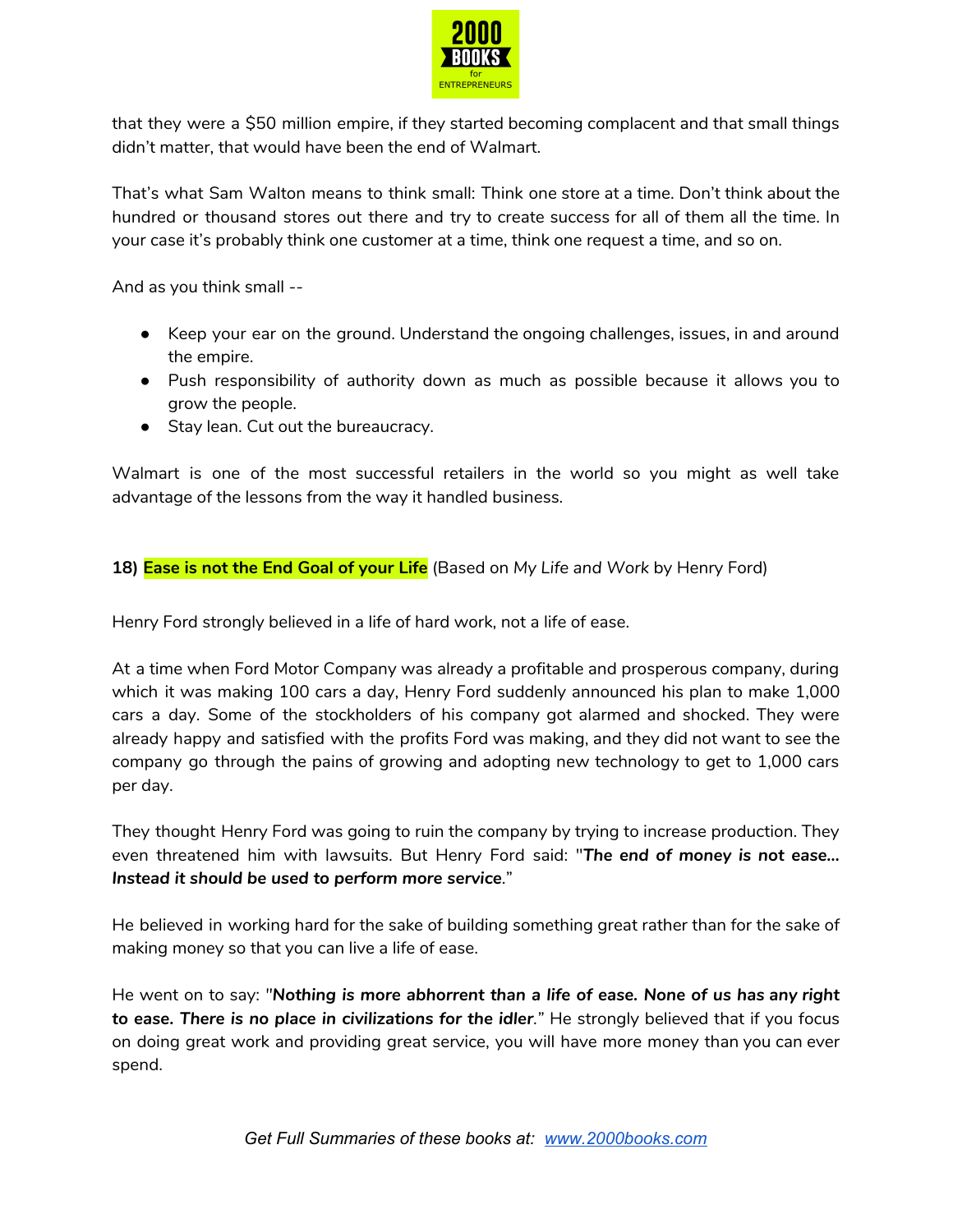that they were a $50 million empire, if they started becoming complacent and that small things didn't matter, that would have been the end of Walmart.

That's what Sam Walton means to think small: Think one store at a time. Don't think about the hundred or thousand stores out there and try to create success for all of them all the time. In your case it's probably think one customer at a time, think one request a time, and so on.

And as you think small --

- Keep your ear on the ground. Understand the ongoing challenges, issues, in and around the empire.
- Push responsibility of authority down as much as possible because it allows you to grow the people.
- Stay lean. Cut out the bureaucracy.

Walmart is one of the most successful retailers in the world so you might as well take advantage of the lessons from the way it handled business.

**18) Ease is not the End Goal of your Life** (Based on *My Life and Work* by Henry Ford)

Henry Ford strongly believed in a life of hard work, not a life of ease.

At a time when Ford Motor Company was already a profitable and prosperous company, during which it was making 100 cars a day, Henry Ford suddenly announced his plan to make 1,000 cars a day. Some of the stockholders of his company got alarmed and shocked. They were already happy and satisfied with the profits Ford was making, and they did not want to see the company go through the pains of growing and adopting new technology to get to 1,000 cars per day.

They thought Henry Ford was going to ruin the company by trying to increase production. They even threatened him with lawsuits. But Henry Ford said: "***The end of money is not ease… Instead it should be used to perform more service***."

He believed in working hard for the sake of building something great rather than for the sake of making money so that you can live a life of ease.

He went on to say: "***Nothing is more abhorrent than a life of ease. None of us has any right to ease. There is no place in civilizations for the idler***." He strongly believed that if you focus on doing great work and providing great service, you will have more money than you can ever spend.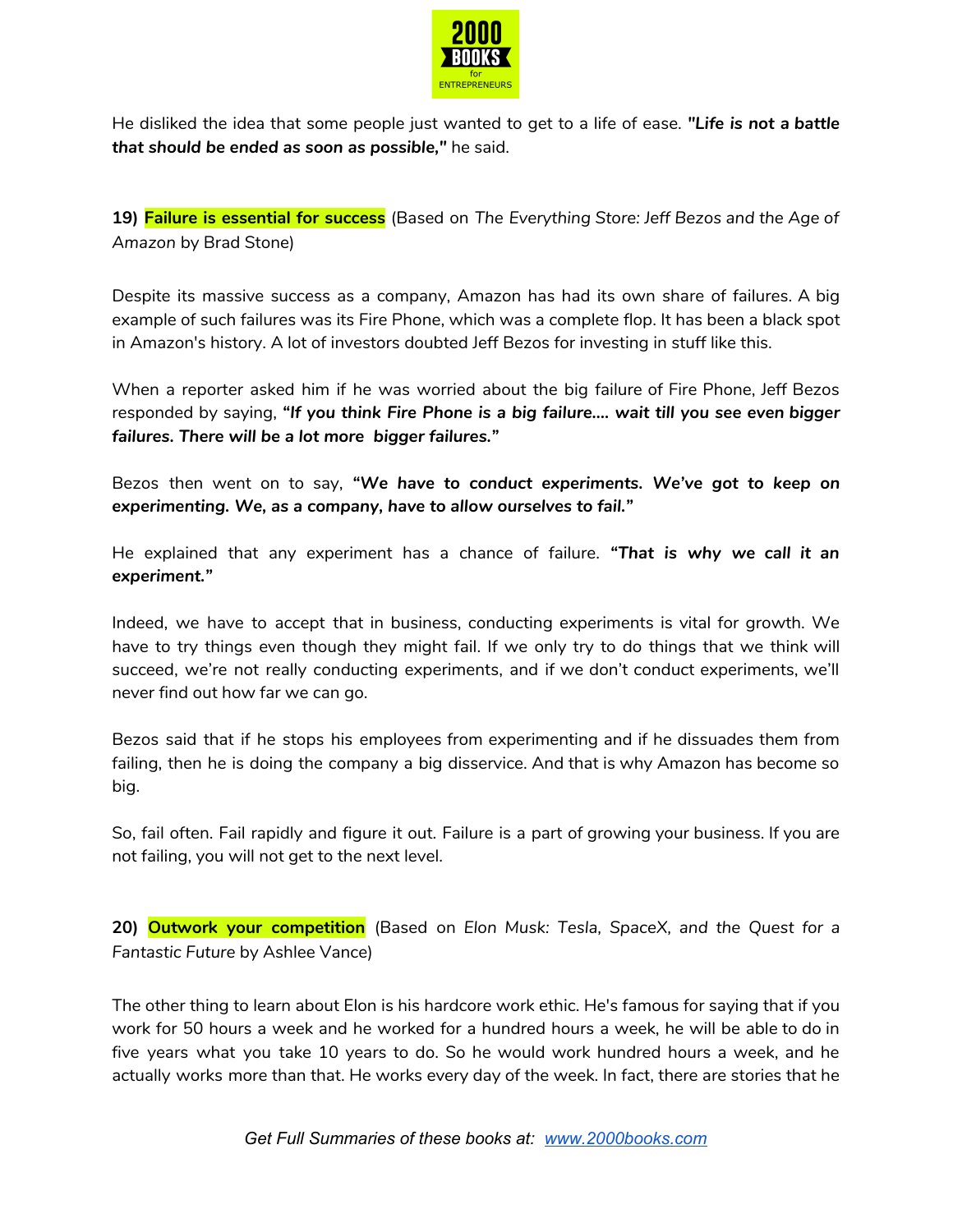He disliked the idea that some people just wanted to get to a life of ease. ***"Life is not a battle that should be ended as soon as possible,"*** he said.

**19) Failure is essential for success** (Based on *The Everything Store: Jeff Bezos and the Age of Amazon* by Brad Stone)

Despite its massive success as a company, Amazon has had its own share of failures. A big example of such failures was its Fire Phone, which was a complete flop. It has been a black spot in Amazon's history. A lot of investors doubted Jeff Bezos for investing in stuff like this.

When a reporter asked him if he was worried about the big failure of Fire Phone, Jeff Bezos responded by saying, ***"If you think Fire Phone is a big failure.... wait till you see even bigger failures. There will be a lot more bigger failures."***

Bezos then went on to say, ***"We have to conduct experiments. We've got to keep on experimenting. We, as a company, have to allow ourselves to fail."***

He explained that any experiment has a chance of failure. ***"That is why we call it an experiment."***

Indeed, we have to accept that in business, conducting experiments is vital for growth. We have to try things even though they might fail. If we only try to do things that we think will succeed, we're not really conducting experiments, and if we don't conduct experiments, we'll never find out how far we can go.

Bezos said that if he stops his employees from experimenting and if he dissuades them from failing, then he is doing the company a big disservice. And that is why Amazon has become so big.

So, fail often. Fail rapidly and figure it out. Failure is a part of growing your business. If you are not failing, you will not get to the next level.

**20) Outwork your competition** (Based on *Elon Musk: Tesla, SpaceX, and the Quest for a Fantastic Future* by Ashlee Vance)

The other thing to learn about Elon is his hardcore work ethic. He's famous for saying that if you work for 50 hours a week and he worked for a hundred hours a week, he will be able to do in five years what you take 10 years to do. So he would work hundred hours a week, and he actually works more than that. He works every day of the week. In fact, there are stories that he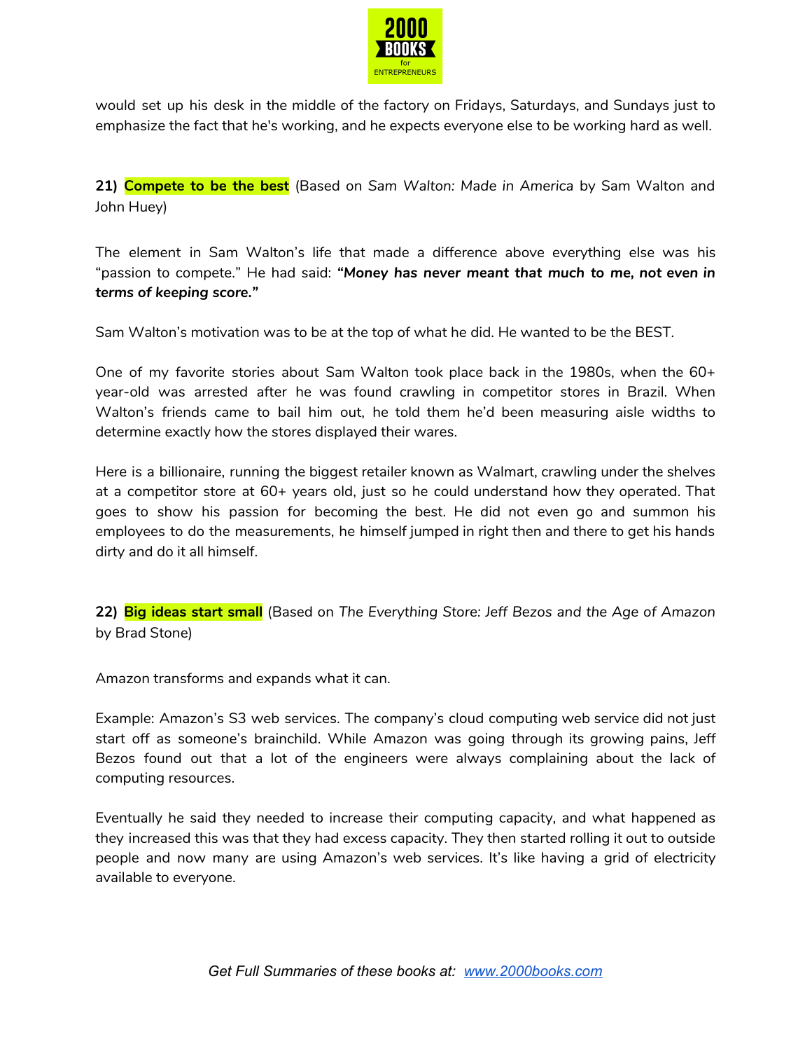would set up his desk in the middle of the factory on Fridays, Saturdays, and Sundays just to emphasize the fact that he's working, and he expects everyone else to be working hard as well.

**21) Compete to be the best** (Based on *Sam Walton: Made in America* by Sam Walton and John Huey)

The element in Sam Walton's life that made a difference above everything else was his "passion to compete." He had said: ***"Money has never meant that much to me, not even in terms of keeping score."***

Sam Walton's motivation was to be at the top of what he did. He wanted to be the BEST.

One of my favorite stories about Sam Walton took place back in the 1980s, when the 60+ year-old was arrested after he was found crawling in competitor stores in Brazil. When Walton's friends came to bail him out, he told them he'd been measuring aisle widths to determine exactly how the stores displayed their wares.

Here is a billionaire, running the biggest retailer known as Walmart, crawling under the shelves at a competitor store at 60+ years old, just so he could understand how they operated. That goes to show his passion for becoming the best. He did not even go and summon his employees to do the measurements, he himself jumped in right then and there to get his hands dirty and do it all himself.

**22) Big ideas start small** (Based on *The Everything Store: Jeff Bezos and the Age of Amazon* by Brad Stone)

Amazon transforms and expands what it can.

Example: Amazon's S3 web services. The company's cloud computing web service did not just start off as someone's brainchild. While Amazon was going through its growing pains, Jeff Bezos found out that a lot of the engineers were always complaining about the lack of computing resources.

Eventually he said they needed to increase their computing capacity, and what happened as they increased this was that they had excess capacity. They then started rolling it out to outside people and now many are using Amazon's web services. It's like having a grid of electricity available to everyone.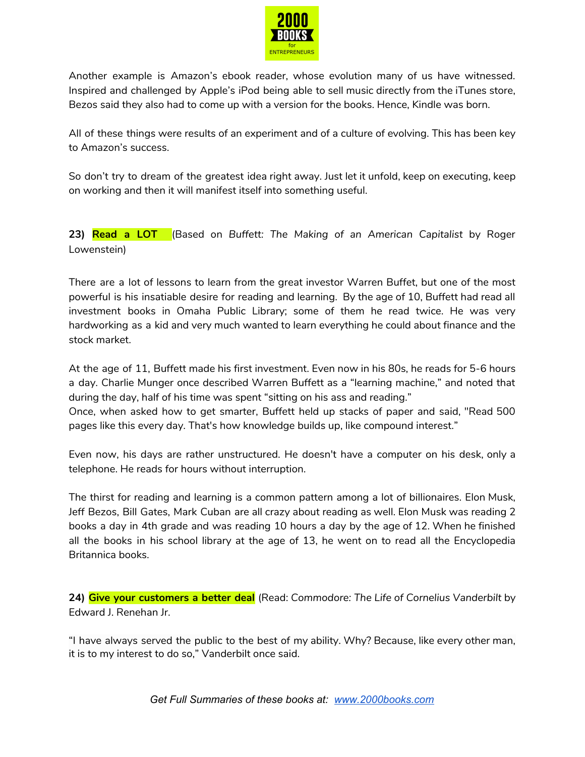Another example is Amazon's ebook reader, whose evolution many of us have witnessed. Inspired and challenged by Apple's iPod being able to sell music directly from the iTunes store, Bezos said they also had to come up with a version for the books. Hence, Kindle was born.

All of these things were results of an experiment and of a culture of evolving. This has been key to Amazon's success.

So don't try to dream of the greatest idea right away. Just let it unfold, keep on executing, keep on working and then it will manifest itself into something useful.

**23) Read a LOT** (Based on *Buffett: The Making of an American Capitalist* by Roger Lowenstein)

There are a lot of lessons to learn from the great investor Warren Buffet, but one of the most powerful is his insatiable desire for reading and learning. By the age of 10, Buffett had read all investment books in Omaha Public Library; some of them he read twice. He was very hardworking as a kid and very much wanted to learn everything he could about finance and the stock market.

At the age of 11, Buffett made his first investment. Even now in his 80s, he reads for 5-6 hours a day. Charlie Munger once described Warren Buffett as a "learning machine," and noted that during the day, half of his time was spent "sitting on his ass and reading."
Once, when asked how to get smarter, Buffett held up stacks of paper and said, "Read 500 pages like this every day. That's how knowledge builds up, like compound interest."

Even now, his days are rather unstructured. He doesn't have a computer on his desk, only a telephone. He reads for hours without interruption.

The thirst for reading and learning is a common pattern among a lot of billionaires. Elon Musk, Jeff Bezos, Bill Gates, Mark Cuban are all crazy about reading as well. Elon Musk was reading 2 books a day in 4th grade and was reading 10 hours a day by the age of 12. When he finished all the books in his school library at the age of 13, he went on to read all the Encyclopedia Britannica books.

**24) Give your customers a better deal** (Read: *Commodore: The Life of Cornelius Vanderbilt* by Edward J. Renehan Jr.

"I have always served the public to the best of my ability. Why? Because, like every other man, it is to my interest to do so," Vanderbilt once said.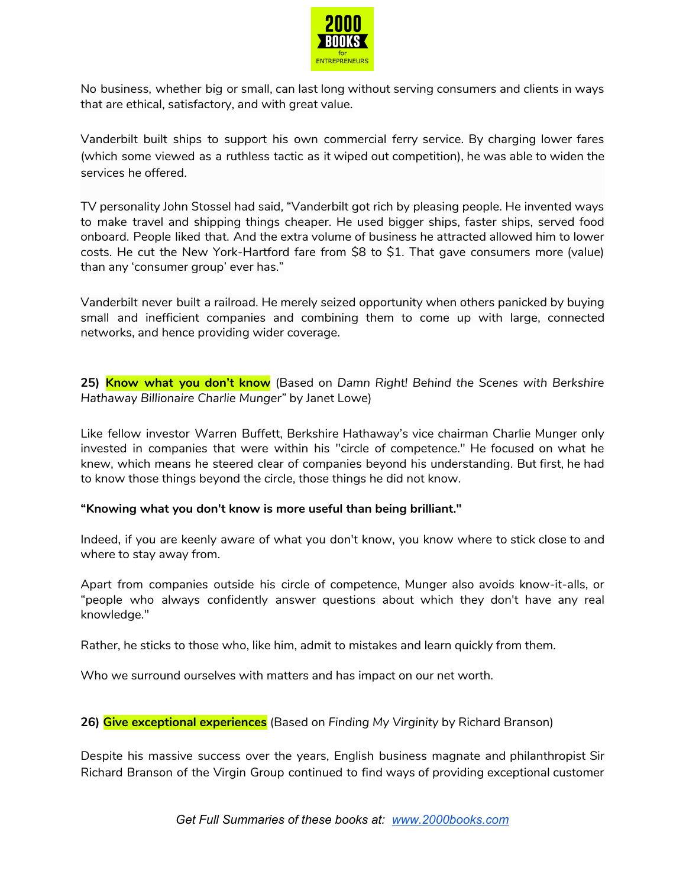No business, whether big or small, can last long without serving consumers and clients in ways that are ethical, satisfactory, and with great value.

Vanderbilt built ships to support his own commercial ferry service. By charging lower fares (which some viewed as a ruthless tactic as it wiped out competition), he was able to widen the services he offered.

TV personality John Stossel had said, "Vanderbilt got rich by pleasing people. He invented ways to make travel and shipping things cheaper. He used bigger ships, faster ships, served food onboard. People liked that. And the extra volume of business he attracted allowed him to lower costs. He cut the New York-Hartford fare from $8 to $1. That gave consumers more (value) than any 'consumer group' ever has."

Vanderbilt never built a railroad. He merely seized opportunity when others panicked by buying small and inefficient companies and combining them to come up with large, connected networks, and hence providing wider coverage.

**25) Know what you don't know** (Based on *Damn Right! Behind the Scenes with Berkshire Hathaway Billionaire Charlie Munger"* by Janet Lowe)

Like fellow investor Warren Buffett, Berkshire Hathaway's vice chairman Charlie Munger only invested in companies that were within his "circle of competence." He focused on what he knew, which means he steered clear of companies beyond his understanding. But first, he had to know those things beyond the circle, those things he did not know.

**"Knowing what you don't know is more useful than being brilliant."**

Indeed, if you are keenly aware of what you don't know, you know where to stick close to and where to stay away from.

Apart from companies outside his circle of competence, Munger also avoids know-it-alls, or "people who always confidently answer questions about which they don't have any real knowledge."

Rather, he sticks to those who, like him, admit to mistakes and learn quickly from them.

Who we surround ourselves with matters and has impact on our net worth.

**26) Give exceptional experiences** (Based on *Finding My Virginity* by Richard Branson)

Despite his massive success over the years, English business magnate and philanthropist Sir Richard Branson of the Virgin Group continued to find ways of providing exceptional customer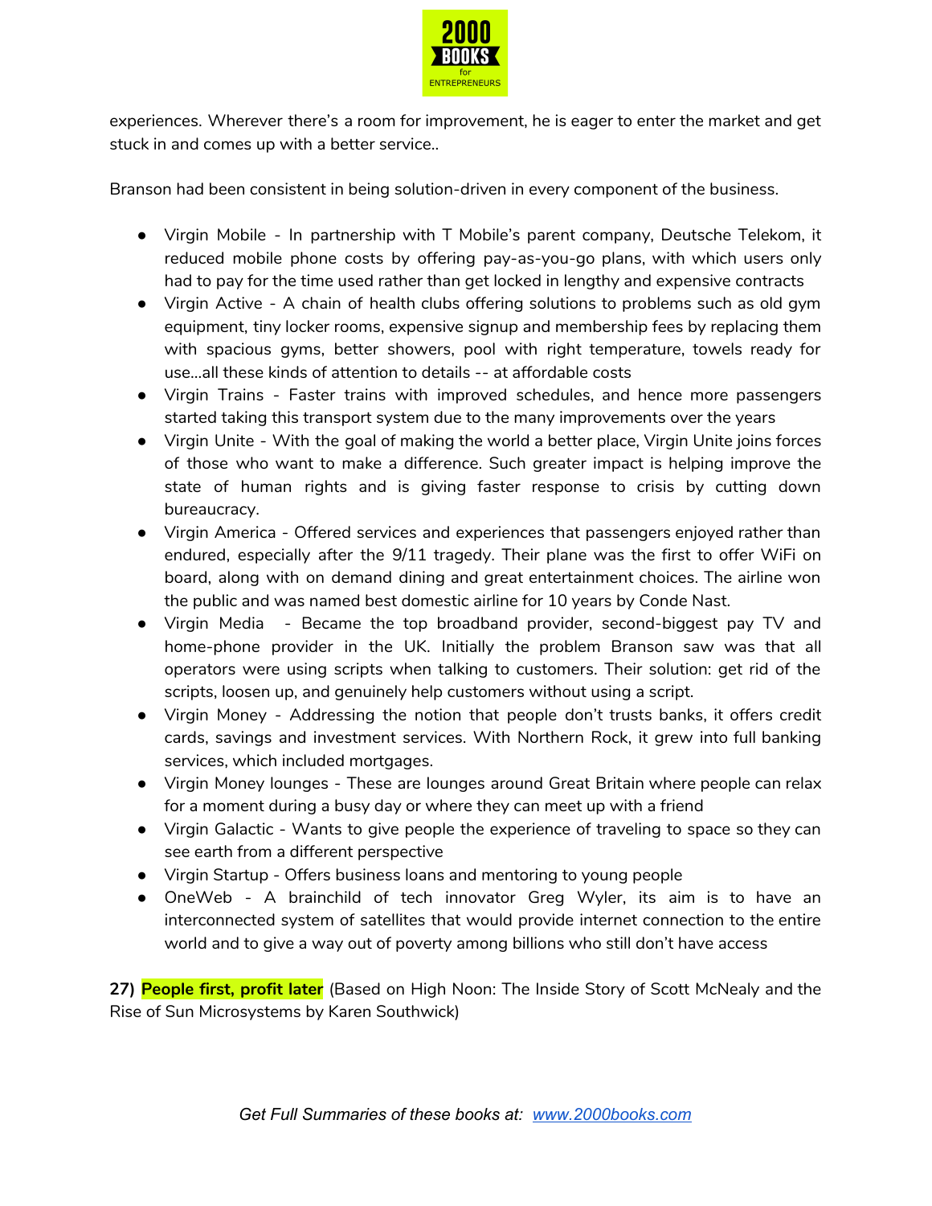experiences. Wherever there's a room for improvement, he is eager to enter the market and get stuck in and comes up with a better service..

Branson had been consistent in being solution-driven in every component of the business.

- Virgin Mobile - In partnership with T Mobile's parent company, Deutsche Telekom, it reduced mobile phone costs by offering pay-as-you-go plans, with which users only had to pay for the time used rather than get locked in lengthy and expensive contracts
- Virgin Active - A chain of health clubs offering solutions to problems such as old gym equipment, tiny locker rooms, expensive signup and membership fees by replacing them with spacious gyms, better showers, pool with right temperature, towels ready for use...all these kinds of attention to details -- at affordable costs
- Virgin Trains - Faster trains with improved schedules, and hence more passengers started taking this transport system due to the many improvements over the years
- Virgin Unite - With the goal of making the world a better place, Virgin Unite joins forces of those who want to make a difference. Such greater impact is helping improve the state of human rights and is giving faster response to crisis by cutting down bureaucracy.
- Virgin America - Offered services and experiences that passengers enjoyed rather than endured, especially after the 9/11 tragedy. Their plane was the first to offer WiFi on board, along with on demand dining and great entertainment choices. The airline won the public and was named best domestic airline for 10 years by Conde Nast.
- Virgin Media - Became the top broadband provider, second-biggest pay TV and home-phone provider in the UK. Initially the problem Branson saw was that all operators were using scripts when talking to customers. Their solution: get rid of the scripts, loosen up, and genuinely help customers without using a script.
- Virgin Money - Addressing the notion that people don't trusts banks, it offers credit cards, savings and investment services. With Northern Rock, it grew into full banking services, which included mortgages.
- Virgin Money lounges - These are lounges around Great Britain where people can relax for a moment during a busy day or where they can meet up with a friend
- Virgin Galactic - Wants to give people the experience of traveling to space so they can see earth from a different perspective
- Virgin Startup - Offers business loans and mentoring to young people
- OneWeb - A brainchild of tech innovator Greg Wyler, its aim is to have an interconnected system of satellites that would provide internet connection to the entire world and to give a way out of poverty among billions who still don't have access

**27) People first, profit later** (Based on High Noon: The Inside Story of Scott McNealy and the Rise of Sun Microsystems by Karen Southwick)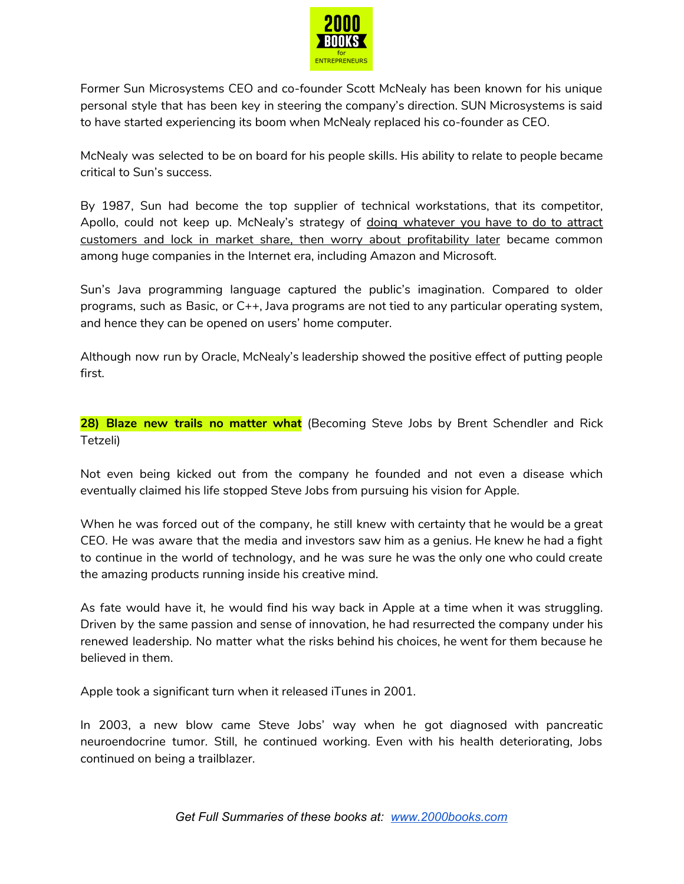Former Sun Microsystems CEO and co-founder Scott McNealy has been known for his unique personal style that has been key in steering the company's direction. SUN Microsystems is said to have started experiencing its boom when McNealy replaced his co-founder as CEO.

McNealy was selected to be on board for his people skills. His ability to relate to people became critical to Sun's success.

By 1987, Sun had become the top supplier of technical workstations, that its competitor, Apollo, could not keep up. McNealy's strategy of doing whatever you have to do to attract customers and lock in market share, then worry about profitability later became common among huge companies in the Internet era, including Amazon and Microsoft.

Sun's Java programming language captured the public's imagination. Compared to older programs, such as Basic, or C++, Java programs are not tied to any particular operating system, and hence they can be opened on users' home computer.

Although now run by Oracle, McNealy's leadership showed the positive effect of putting people first.

**28) Blaze new trails no matter what** (Becoming Steve Jobs by Brent Schendler and Rick Tetzeli)

Not even being kicked out from the company he founded and not even a disease which eventually claimed his life stopped Steve Jobs from pursuing his vision for Apple.

When he was forced out of the company, he still knew with certainty that he would be a great CEO. He was aware that the media and investors saw him as a genius. He knew he had a fight to continue in the world of technology, and he was sure he was the only one who could create the amazing products running inside his creative mind.

As fate would have it, he would find his way back in Apple at a time when it was struggling. Driven by the same passion and sense of innovation, he had resurrected the company under his renewed leadership. No matter what the risks behind his choices, he went for them because he believed in them.

Apple took a significant turn when it released iTunes in 2001.

In 2003, a new blow came Steve Jobs' way when he got diagnosed with pancreatic neuroendocrine tumor. Still, he continued working. Even with his health deteriorating, Jobs continued on being a trailblazer.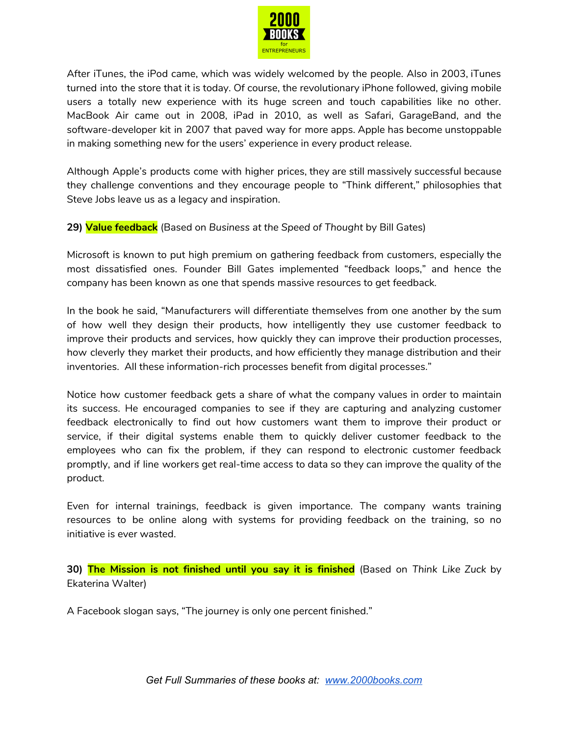After iTunes, the iPod came, which was widely welcomed by the people. Also in 2003, iTunes turned into the store that it is today. Of course, the revolutionary iPhone followed, giving mobile users a totally new experience with its huge screen and touch capabilities like no other. MacBook Air came out in 2008, iPad in 2010, as well as Safari, GarageBand, and the software-developer kit in 2007 that paved way for more apps. Apple has become unstoppable in making something new for the users' experience in every product release.

Although Apple's products come with higher prices, they are still massively successful because they challenge conventions and they encourage people to "Think different," philosophies that Steve Jobs leave us as a legacy and inspiration.

**29) Value feedback** (Based on *Business at the Speed of Thought* by Bill Gates)

Microsoft is known to put high premium on gathering feedback from customers, especially the most dissatisfied ones. Founder Bill Gates implemented "feedback loops," and hence the company has been known as one that spends massive resources to get feedback.

In the book he said, "Manufacturers will differentiate themselves from one another by the sum of how well they design their products, how intelligently they use customer feedback to improve their products and services, how quickly they can improve their production processes, how cleverly they market their products, and how efficiently they manage distribution and their inventories. All these information-rich processes benefit from digital processes."

Notice how customer feedback gets a share of what the company values in order to maintain its success. He encouraged companies to see if they are capturing and analyzing customer feedback electronically to find out how customers want them to improve their product or service, if their digital systems enable them to quickly deliver customer feedback to the employees who can fix the problem, if they can respond to electronic customer feedback promptly, and if line workers get real-time access to data so they can improve the quality of the product.

Even for internal trainings, feedback is given importance. The company wants training resources to be online along with systems for providing feedback on the training, so no initiative is ever wasted.

**30) The Mission is not finished until you say it is finished** (Based on *Think Like Zuck* by Ekaterina Walter)

A Facebook slogan says, "The journey is only one percent finished."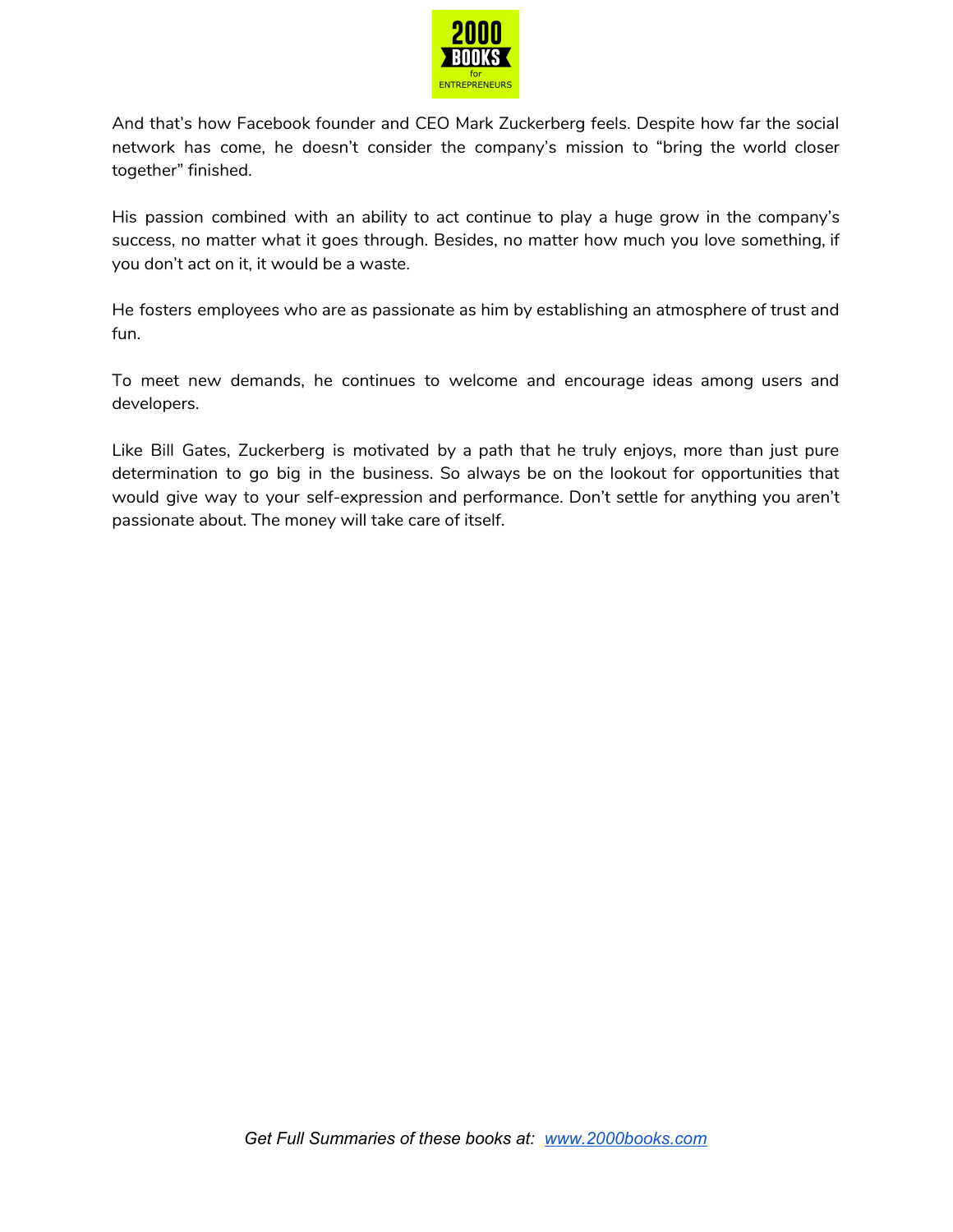And that's how Facebook founder and CEO Mark Zuckerberg feels. Despite how far the social network has come, he doesn't consider the company's mission to "bring the world closer together" finished.

His passion combined with an ability to act continue to play a huge grow in the company's success, no matter what it goes through. Besides, no matter how much you love something, if you don't act on it, it would be a waste.

He fosters employees who are as passionate as him by establishing an atmosphere of trust and fun.

To meet new demands, he continues to welcome and encourage ideas among users and developers.

Like Bill Gates, Zuckerberg is motivated by a path that he truly enjoys, more than just pure determination to go big in the business. So always be on the lookout for opportunities that would give way to your self-expression and performance. Don't settle for anything you aren't passionate about. The money will take care of itself.